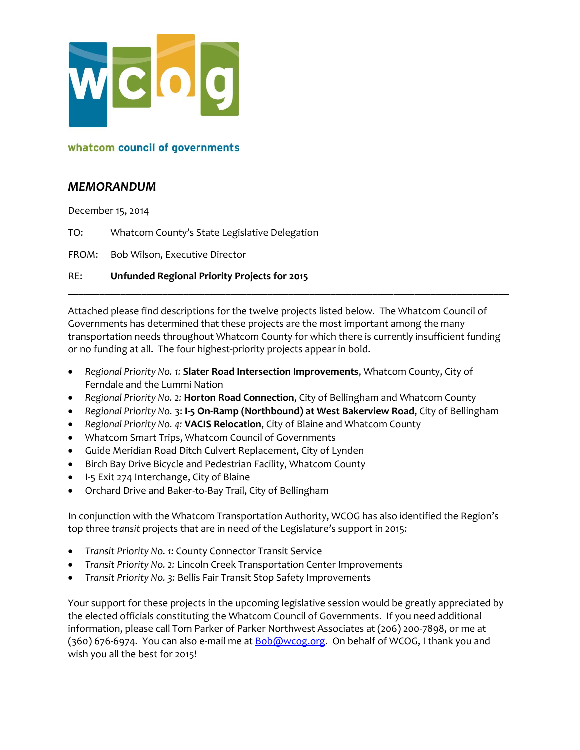whatcom council of governments

## MEMORANDUM

December 15, 2014

TO: Whatcom County's State Legislative Delegation

FROM: Bob Wilson, Executive Director

RE: **Unfunded Regional Priority Projects for 2015**

---

Attached please find descriptions for the twelve projects listed below. The Whatcom Council of Governments has determined that these projects are the most important among the many transportation needs throughout Whatcom County for which there is currently insufficient funding or no funding at all. The four highest-priority projects appear in bold.

- *Regional Priority No. 1:* **Slater Road Intersection Improvements**, Whatcom County, City of Ferndale and the Lummi Nation
- *Regional Priority No. 2:* **Horton Road Connection**, City of Bellingham and Whatcom County
- *Regional Priority No.* 3: **I-5 On-Ramp (Northbound) at West Bakerview Road**, City of Bellingham
- *Regional Priority No. 4:* **VACIS Relocation**, City of Blaine and Whatcom County
- Whatcom Smart Trips, Whatcom Council of Governments
- Guide Meridian Road Ditch Culvert Replacement, City of Lynden
- Birch Bay Drive Bicycle and Pedestrian Facility, Whatcom County
- I-5 Exit 274 Interchange, City of Blaine
- Orchard Drive and Baker-to-Bay Trail, City of Bellingham

In conjunction with the Whatcom Transportation Authority, WCOG has also identified the Region's top three *transit* projects that are in need of the Legislature's support in 2015:

- *Transit Priority No. 1:* County Connector Transit Service
- *Transit Priority No. 2:* Lincoln Creek Transportation Center Improvements
- *Transit Priority No. 3:* Bellis Fair Transit Stop Safety Improvements

Your support for these projects in the upcoming legislative session would be greatly appreciated by the elected officials constituting the Whatcom Council of Governments. If you need additional information, please call Tom Parker of Parker Northwest Associates at (206) 200-7898, or me at (360) 676-6974. You can also e-mail me at Bob@wcog.org. On behalf of WCOG, I thank you and wish you all the best for 2015!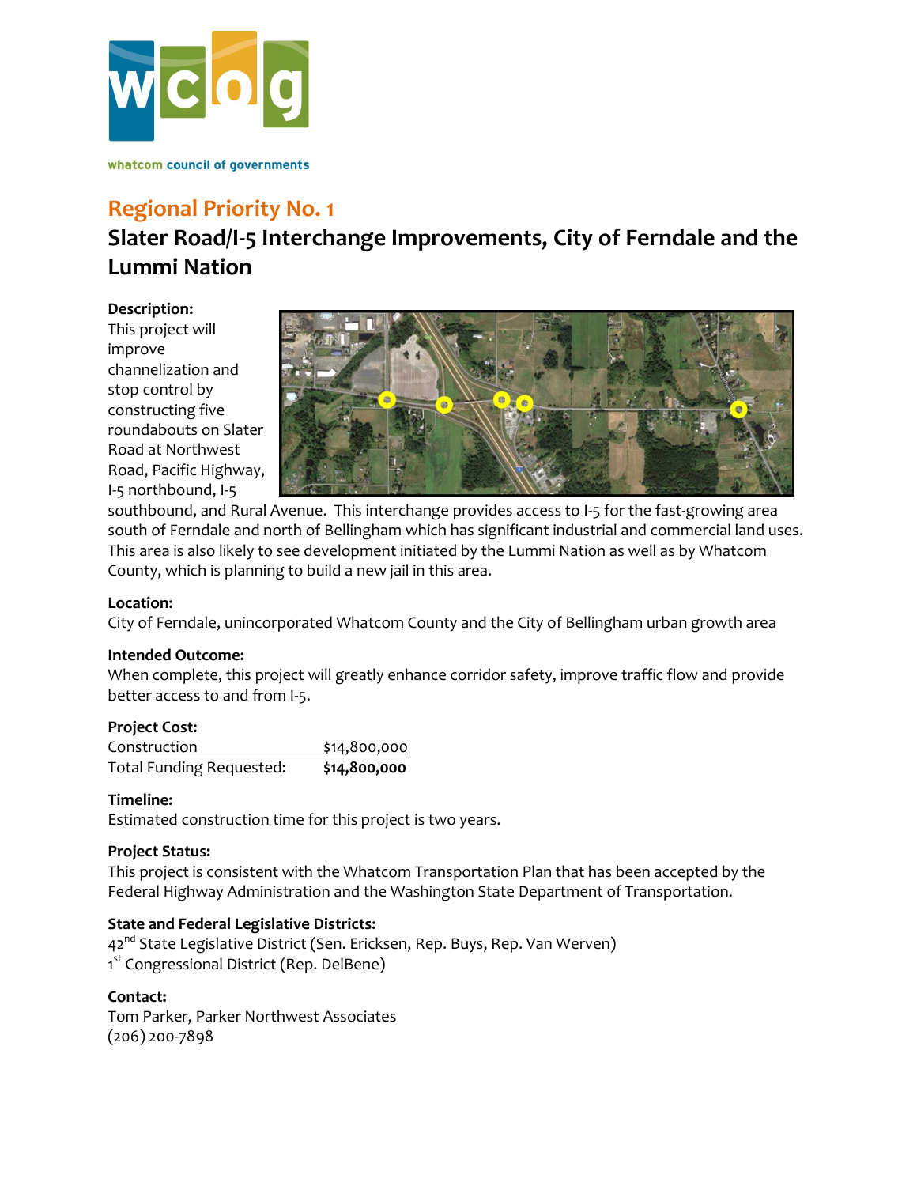whatcom council of governments

## Regional Priority No. 1

# Slater Road/I-5 Interchange Improvements, City of Ferndale and the Lummi Nation

**Description:**
This project will improve channelization and stop control by constructing five roundabouts on Slater Road at Northwest Road, Pacific Highway, I-5 northbound, I-5 southbound, and Rural Avenue. This interchange provides access to I-5 for the fast-growing area south of Ferndale and north of Bellingham which has significant industrial and commercial land uses. This area is also likely to see development initiated by the Lummi Nation as well as by Whatcom County, which is planning to build a new jail in this area.

**Location:**
City of Ferndale, unincorporated Whatcom County and the City of Bellingham urban growth area

**Intended Outcome:**
When complete, this project will greatly enhance corridor safety, improve traffic flow and provide better access to and from I-5.

**Project Cost:**

| | |
|---|---|
| Construction | $14,800,000 |
| Total Funding Requested: | **$14,800,000** |

**Timeline:**
Estimated construction time for this project is two years.

**Project Status:**
This project is consistent with the Whatcom Transportation Plan that has been accepted by the Federal Highway Administration and the Washington State Department of Transportation.

**State and Federal Legislative Districts:**
42nd State Legislative District (Sen. Ericksen, Rep. Buys, Rep. Van Werven)
1st Congressional District (Rep. DelBene)

**Contact:**
Tom Parker, Parker Northwest Associates
(206) 200-7898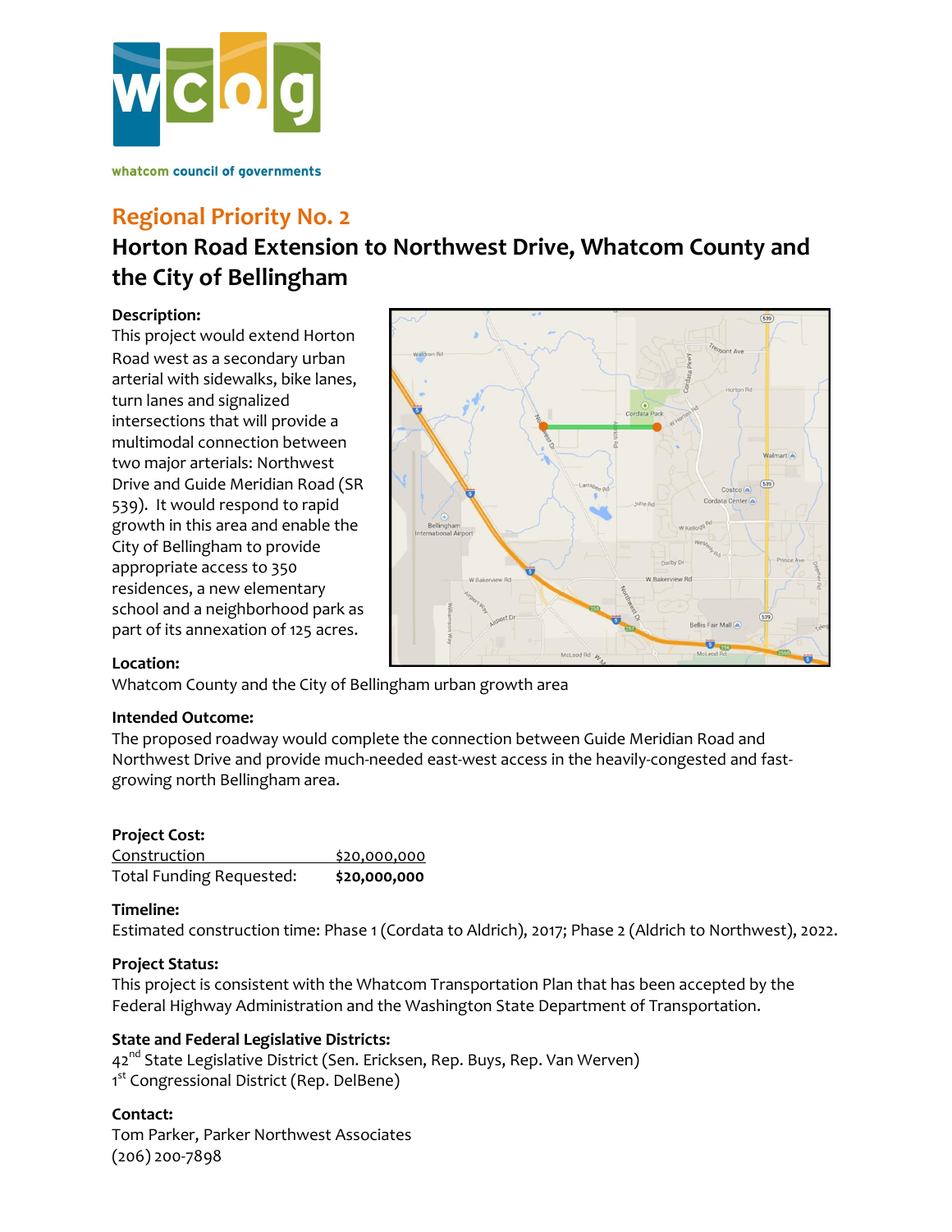## Regional Priority No. 2

# Horton Road Extension to Northwest Drive, Whatcom County and the City of Bellingham

**Description:**

This project would extend Horton Road west as a secondary urban arterial with sidewalks, bike lanes, turn lanes and signalized intersections that will provide a multimodal connection between two major arterials: Northwest Drive and Guide Meridian Road (SR 539). It would respond to rapid growth in this area and enable the City of Bellingham to provide appropriate access to 350 residences, a new elementary school and a neighborhood park as part of its annexation of 125 acres.

**Location:**

Whatcom County and the City of Bellingham urban growth area

**Intended Outcome:**

The proposed roadway would complete the connection between Guide Meridian Road and Northwest Drive and provide much-needed east-west access in the heavily-congested and fast-growing north Bellingham area.

**Project Cost:**

| | |
|---|---|
| Construction | $20,000,000 |
| Total Funding Requested: | **$20,000,000** |

**Timeline:**

Estimated construction time: Phase 1 (Cordata to Aldrich), 2017; Phase 2 (Aldrich to Northwest), 2022.

**Project Status:**

This project is consistent with the Whatcom Transportation Plan that has been accepted by the Federal Highway Administration and the Washington State Department of Transportation.

**State and Federal Legislative Districts:**

42nd State Legislative District (Sen. Ericksen, Rep. Buys, Rep. Van Werven)
1st Congressional District (Rep. DelBene)

**Contact:**

Tom Parker, Parker Northwest Associates
(206) 200-7898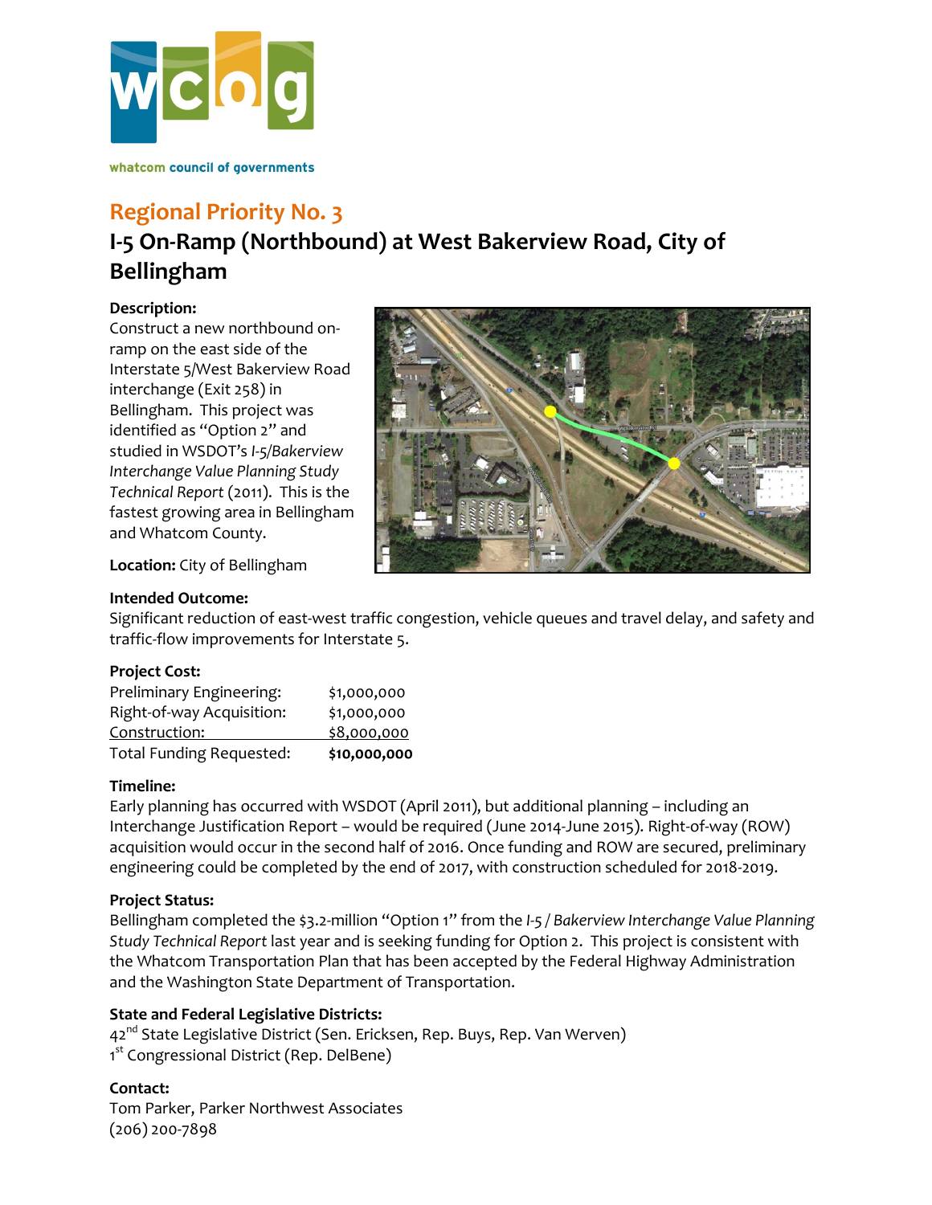whatcom council of governments

## Regional Priority No. 3

# I-5 On-Ramp (Northbound) at West Bakerview Road, City of Bellingham

**Description:**
Construct a new northbound on-ramp on the east side of the Interstate 5/West Bakerview Road interchange (Exit 258) in Bellingham. This project was identified as “Option 2” and studied in WSDOT’s *I-5/Bakerview Interchange Value Planning Study Technical Report* (2011). This is the fastest growing area in Bellingham and Whatcom County.

**Location:** City of Bellingham

**Intended Outcome:**
Significant reduction of east-west traffic congestion, vehicle queues and travel delay, and safety and traffic-flow improvements for Interstate 5.

**Project Cost:**

| | |
|---|---|
| Preliminary Engineering: | $1,000,000 |
| Right-of-way Acquisition: | $1,000,000 |
| Construction: | $8,000,000 |
| Total Funding Requested: | **$10,000,000** |

**Timeline:**
Early planning has occurred with WSDOT (April 2011), but additional planning – including an Interchange Justification Report – would be required (June 2014-June 2015). Right-of-way (ROW) acquisition would occur in the second half of 2016. Once funding and ROW are secured, preliminary engineering could be completed by the end of 2017, with construction scheduled for 2018-2019.

**Project Status:**
Bellingham completed the $3.2-million “Option 1” from the *I-5 / Bakerview Interchange Value Planning Study Technical Report* last year and is seeking funding for Option 2. This project is consistent with the Whatcom Transportation Plan that has been accepted by the Federal Highway Administration and the Washington State Department of Transportation.

**State and Federal Legislative Districts:**
42nd State Legislative District (Sen. Ericksen, Rep. Buys, Rep. Van Werven)
1st Congressional District (Rep. DelBene)

**Contact:**
Tom Parker, Parker Northwest Associates
(206) 200-7898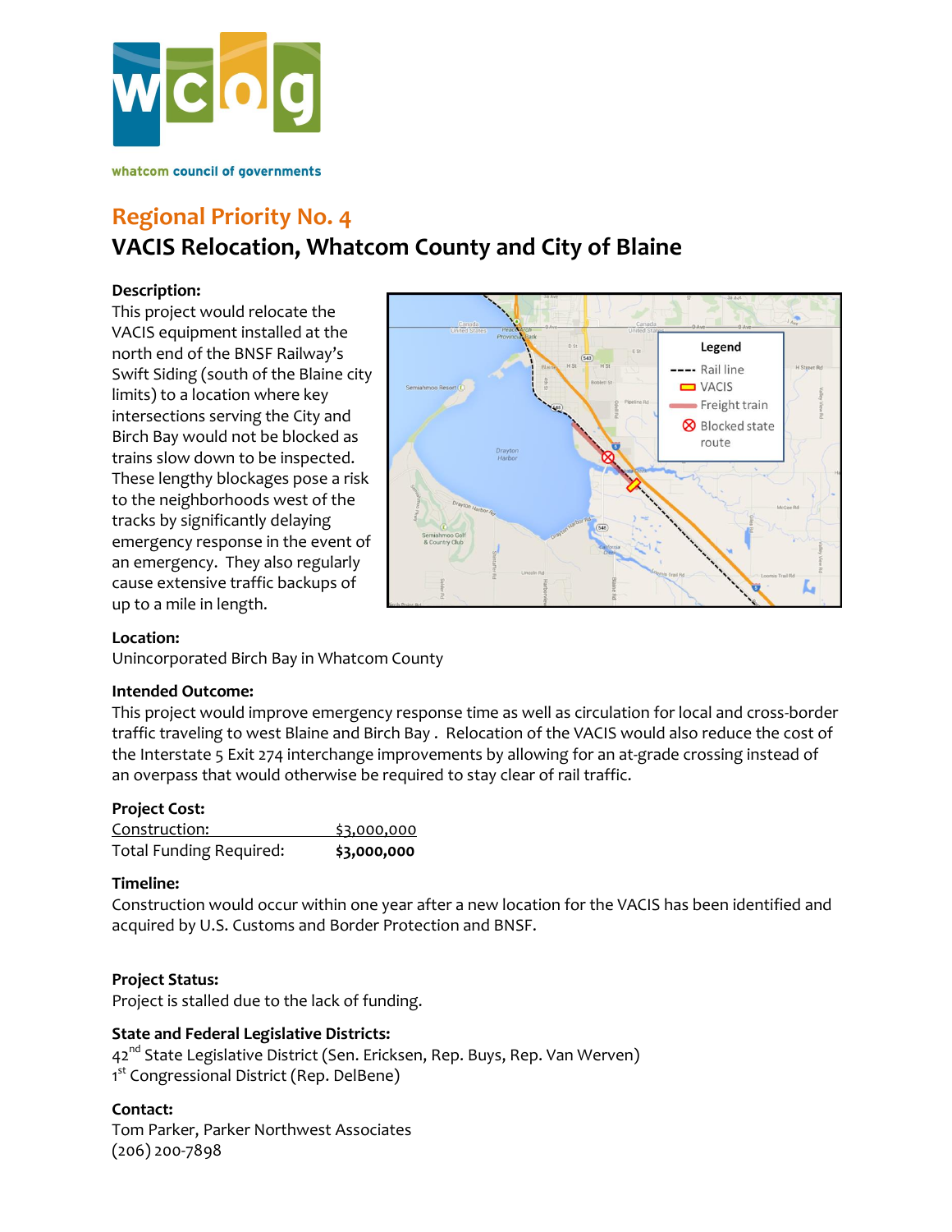whatcom council of governments

## Regional Priority No. 4

# VACIS Relocation, Whatcom County and City of Blaine

**Description:**

This project would relocate the VACIS equipment installed at the north end of the BNSF Railway's Swift Siding (south of the Blaine city limits) to a location where key intersections serving the City and Birch Bay would not be blocked as trains slow down to be inspected. These lengthy blockages pose a risk to the neighborhoods west of the tracks by significantly delaying emergency response in the event of an emergency. They also regularly cause extensive traffic backups of up to a mile in length.

**Location:**

Unincorporated Birch Bay in Whatcom County

**Intended Outcome:**

This project would improve emergency response time as well as circulation for local and cross-border traffic traveling to west Blaine and Birch Bay . Relocation of the VACIS would also reduce the cost of the Interstate 5 Exit 274 interchange improvements by allowing for an at-grade crossing instead of an overpass that would otherwise be required to stay clear of rail traffic.

**Project Cost:**

| | |
|---|---|
| Construction: | $3,000,000 |
| Total Funding Required: | **$3,000,000** |

**Timeline:**

Construction would occur within one year after a new location for the VACIS has been identified and acquired by U.S. Customs and Border Protection and BNSF.

**Project Status:**

Project is stalled due to the lack of funding.

**State and Federal Legislative Districts:**

42nd State Legislative District (Sen. Ericksen, Rep. Buys, Rep. Van Werven)
1st Congressional District (Rep. DelBene)

**Contact:**

Tom Parker, Parker Northwest Associates
(206) 200-7898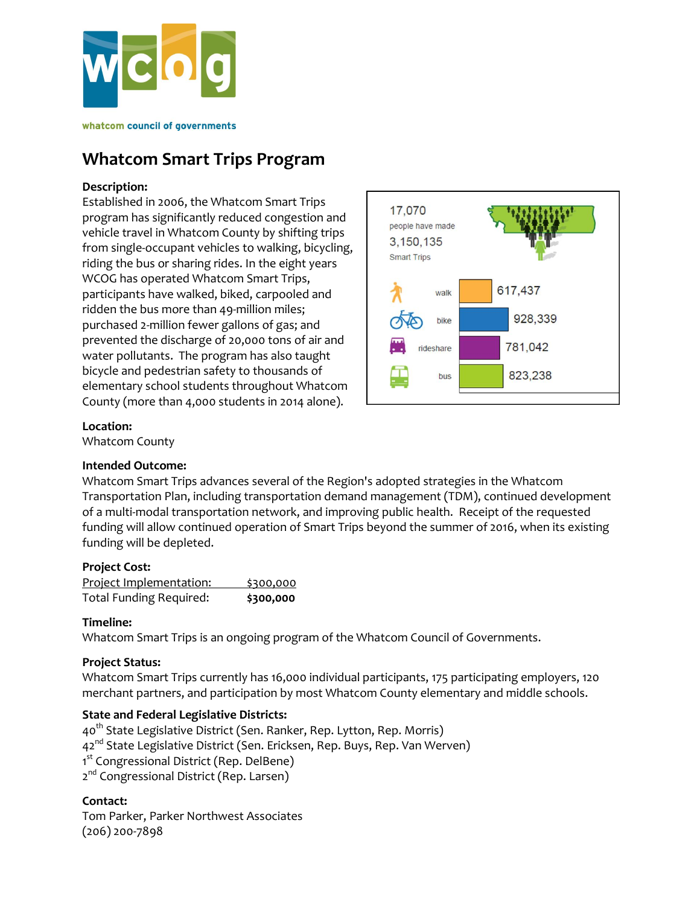whatcom council of governments

# Whatcom Smart Trips Program

**Description:**
Established in 2006, the Whatcom Smart Trips program has significantly reduced congestion and vehicle travel in Whatcom County by shifting trips from single-occupant vehicles to walking, bicycling, riding the bus or sharing rides. In the eight years WCOG has operated Whatcom Smart Trips, participants have walked, biked, carpooled and ridden the bus more than 49-million miles; purchased 2-million fewer gallons of gas; and prevented the discharge of 20,000 tons of air and water pollutants. The program has also taught bicycle and pedestrian safety to thousands of elementary school students throughout Whatcom County (more than 4,000 students in 2014 alone).

17,070 people have made 3,150,135 Smart Trips

| Mode | Trips |
|---|---|
| walk | 617,437 |
| bike | 928,339 |
| rideshare | 781,042 |
| bus | 823,238 |

**Location:**
Whatcom County

**Intended Outcome:**
Whatcom Smart Trips advances several of the Region's adopted strategies in the Whatcom Transportation Plan, including transportation demand management (TDM), continued development of a multi-modal transportation network, and improving public health. Receipt of the requested funding will allow continued operation of Smart Trips beyond the summer of 2016, when its existing funding will be depleted.

**Project Cost:**

| | |
|---|---|
| Project Implementation: | $300,000 |
| Total Funding Required: | **$300,000** |

**Timeline:**
Whatcom Smart Trips is an ongoing program of the Whatcom Council of Governments.

**Project Status:**
Whatcom Smart Trips currently has 16,000 individual participants, 175 participating employers, 120 merchant partners, and participation by most Whatcom County elementary and middle schools.

**State and Federal Legislative Districts:**
40th State Legislative District (Sen. Ranker, Rep. Lytton, Rep. Morris)
42nd State Legislative District (Sen. Ericksen, Rep. Buys, Rep. Van Werven)
1st Congressional District (Rep. DelBene)
2nd Congressional District (Rep. Larsen)

**Contact:**
Tom Parker, Parker Northwest Associates
(206) 200-7898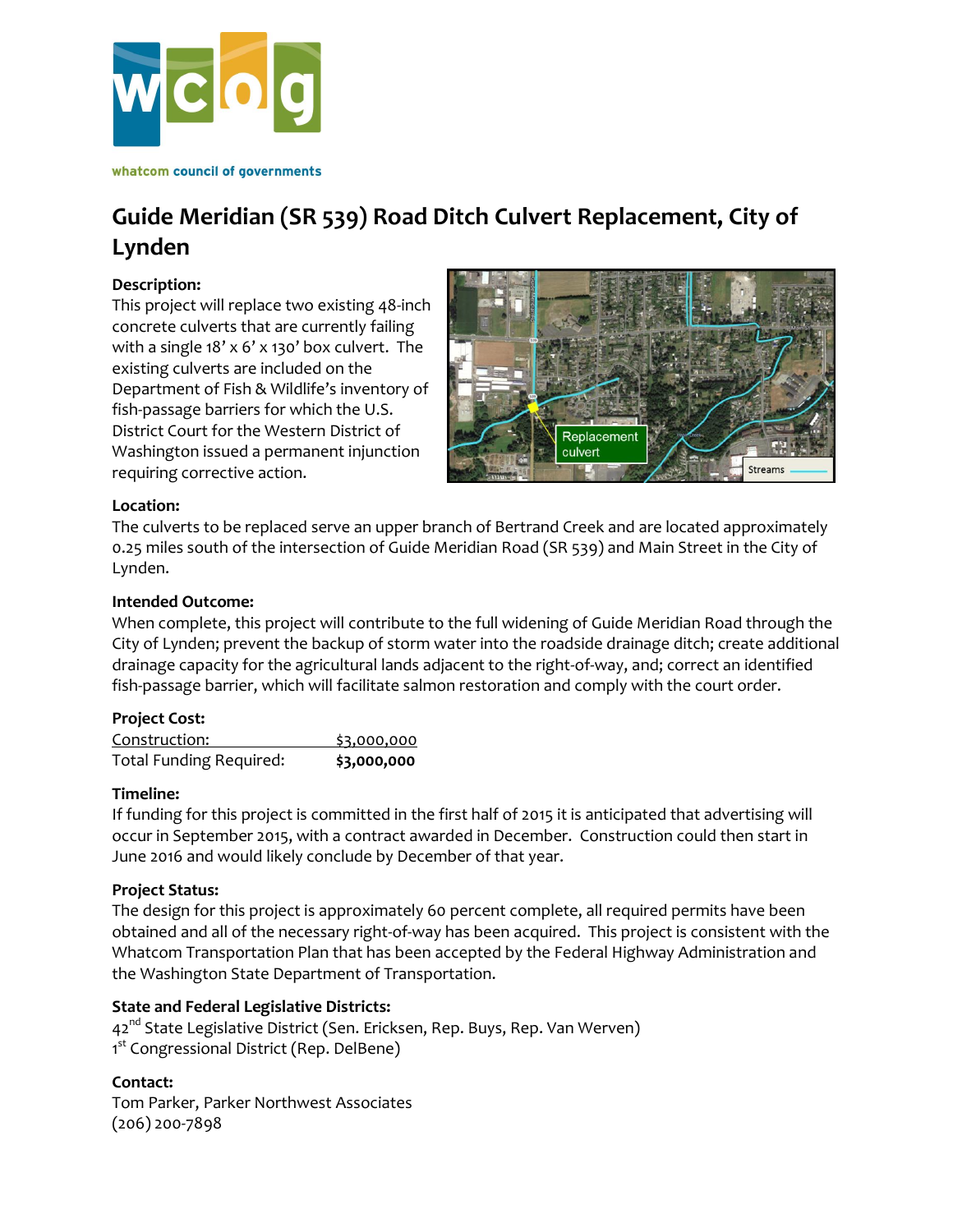whatcom council of governments

# Guide Meridian (SR 539) Road Ditch Culvert Replacement, City of Lynden

**Description:**
This project will replace two existing 48-inch concrete culverts that are currently failing with a single 18' x 6' x 130' box culvert. The existing culverts are included on the Department of Fish & Wildlife's inventory of fish-passage barriers for which the U.S. District Court for the Western District of Washington issued a permanent injunction requiring corrective action.

**Location:**
The culverts to be replaced serve an upper branch of Bertrand Creek and are located approximately 0.25 miles south of the intersection of Guide Meridian Road (SR 539) and Main Street in the City of Lynden.

**Intended Outcome:**
When complete, this project will contribute to the full widening of Guide Meridian Road through the City of Lynden; prevent the backup of storm water into the roadside drainage ditch; create additional drainage capacity for the agricultural lands adjacent to the right-of-way, and; correct an identified fish-passage barrier, which will facilitate salmon restoration and comply with the court order.

**Project Cost:**

| | |
|---|---|
| Construction: | $3,000,000 |
| Total Funding Required: | **$3,000,000** |

**Timeline:**
If funding for this project is committed in the first half of 2015 it is anticipated that advertising will occur in September 2015, with a contract awarded in December. Construction could then start in June 2016 and would likely conclude by December of that year.

**Project Status:**
The design for this project is approximately 60 percent complete, all required permits have been obtained and all of the necessary right-of-way has been acquired. This project is consistent with the Whatcom Transportation Plan that has been accepted by the Federal Highway Administration and the Washington State Department of Transportation.

**State and Federal Legislative Districts:**
42nd State Legislative District (Sen. Ericksen, Rep. Buys, Rep. Van Werven)
1st Congressional District (Rep. DelBene)

**Contact:**
Tom Parker, Parker Northwest Associates
(206) 200-7898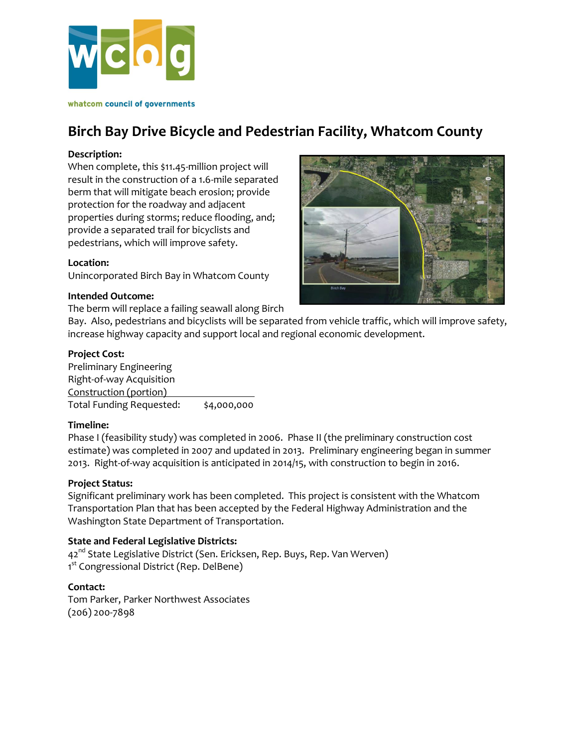whatcom council of governments

# Birch Bay Drive Bicycle and Pedestrian Facility, Whatcom County

**Description:**
When complete, this $11.45-million project will result in the construction of a 1.6-mile separated berm that will mitigate beach erosion; provide protection for the roadway and adjacent properties during storms; reduce flooding, and; provide a separated trail for bicyclists and pedestrians, which will improve safety.

**Location:**
Unincorporated Birch Bay in Whatcom County

**Intended Outcome:**
The berm will replace a failing seawall along Birch Bay. Also, pedestrians and bicyclists will be separated from vehicle traffic, which will improve safety, increase highway capacity and support local and regional economic development.

**Project Cost:**

| | |
|---|---|
| Preliminary Engineering | |
| Right-of-way Acquisition | |
| Construction (portion) | |
| Total Funding Requested: | $4,000,000 |

**Timeline:**
Phase I (feasibility study) was completed in 2006. Phase II (the preliminary construction cost estimate) was completed in 2007 and updated in 2013. Preliminary engineering began in summer 2013. Right-of-way acquisition is anticipated in 2014/15, with construction to begin in 2016.

**Project Status:**
Significant preliminary work has been completed. This project is consistent with the Whatcom Transportation Plan that has been accepted by the Federal Highway Administration and the Washington State Department of Transportation.

**State and Federal Legislative Districts:**
42nd State Legislative District (Sen. Ericksen, Rep. Buys, Rep. Van Werven)
1st Congressional District (Rep. DelBene)

**Contact:**
Tom Parker, Parker Northwest Associates
(206) 200-7898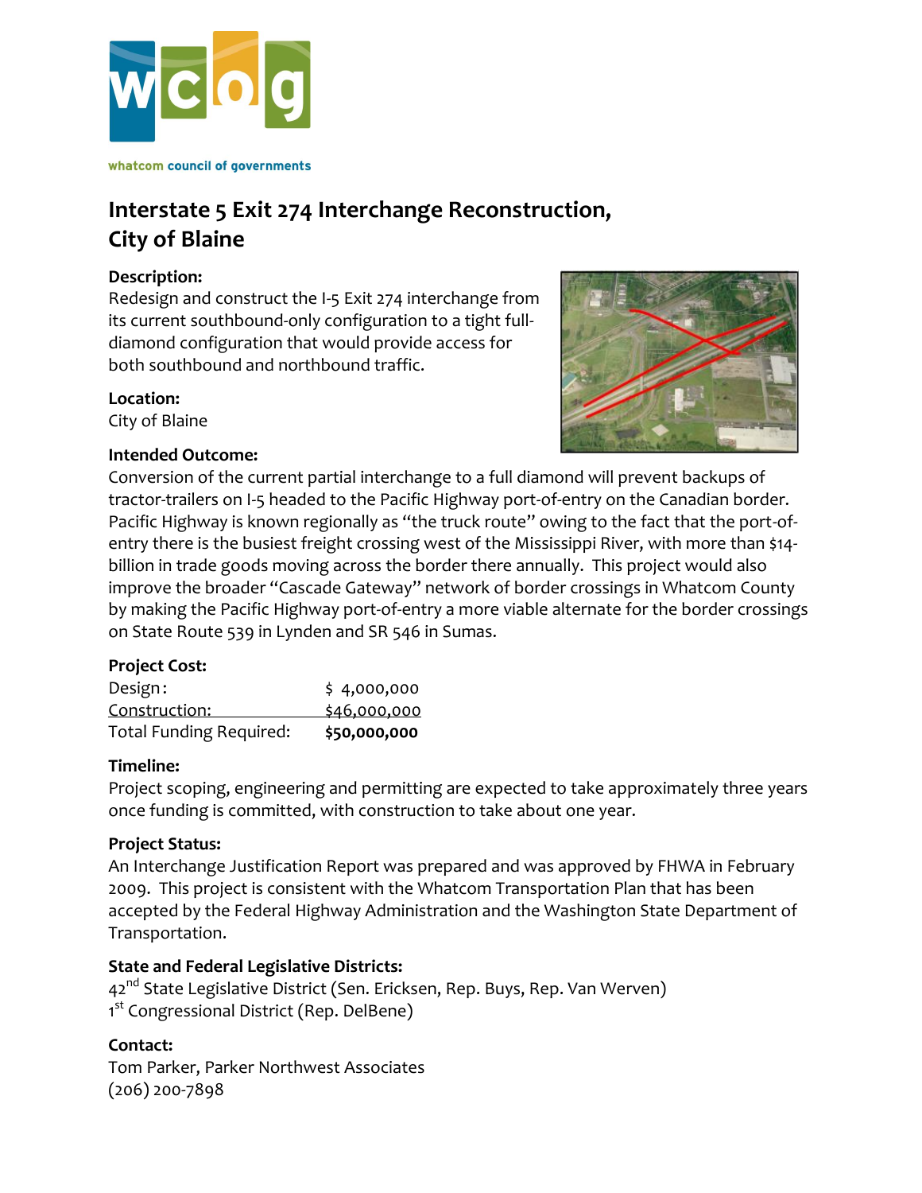whatcom council of governments

# Interstate 5 Exit 274 Interchange Reconstruction, City of Blaine

**Description:**
Redesign and construct the I-5 Exit 274 interchange from its current southbound-only configuration to a tight full-diamond configuration that would provide access for both southbound and northbound traffic.

**Location:**
City of Blaine

**Intended Outcome:**
Conversion of the current partial interchange to a full diamond will prevent backups of tractor-trailers on I-5 headed to the Pacific Highway port-of-entry on the Canadian border. Pacific Highway is known regionally as "the truck route" owing to the fact that the port-of-entry there is the busiest freight crossing west of the Mississippi River, with more than $14-billion in trade goods moving across the border there annually. This project would also improve the broader "Cascade Gateway" network of border crossings in Whatcom County by making the Pacific Highway port-of-entry a more viable alternate for the border crossings on State Route 539 in Lynden and SR 546 in Sumas.

**Project Cost:**

| | |
|---|---|
| Design: | $ 4,000,000 |
| Construction: | $46,000,000 |
| Total Funding Required: | **$50,000,000** |

**Timeline:**
Project scoping, engineering and permitting are expected to take approximately three years once funding is committed, with construction to take about one year.

**Project Status:**
An Interchange Justification Report was prepared and was approved by FHWA in February 2009. This project is consistent with the Whatcom Transportation Plan that has been accepted by the Federal Highway Administration and the Washington State Department of Transportation.

**State and Federal Legislative Districts:**
42nd State Legislative District (Sen. Ericksen, Rep. Buys, Rep. Van Werven)
1st Congressional District (Rep. DelBene)

**Contact:**
Tom Parker, Parker Northwest Associates
(206) 200-7898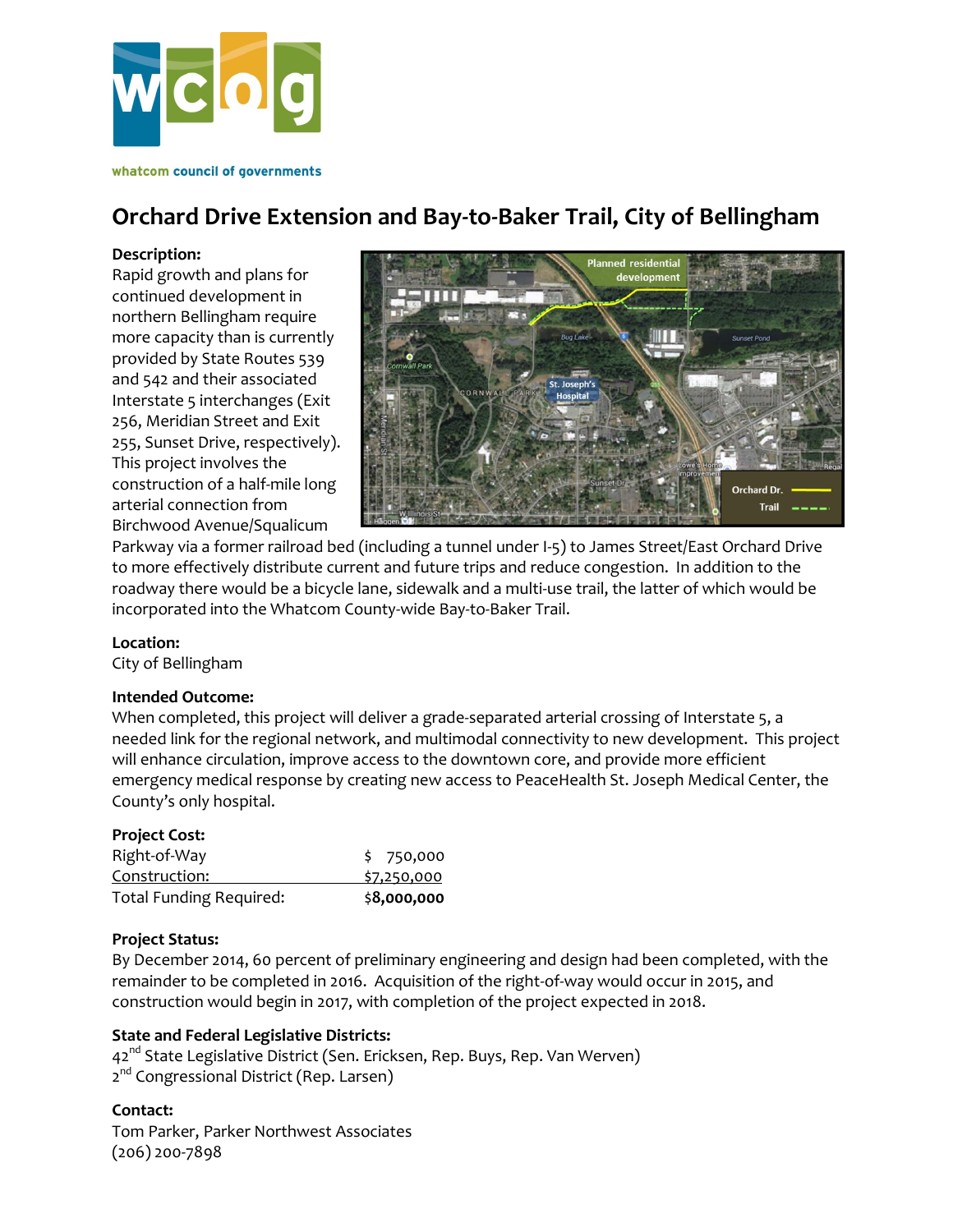whatcom council of governments

# Orchard Drive Extension and Bay-to-Baker Trail, City of Bellingham

**Description:**
Rapid growth and plans for continued development in northern Bellingham require more capacity than is currently provided by State Routes 539 and 542 and their associated Interstate 5 interchanges (Exit 256, Meridian Street and Exit 255, Sunset Drive, respectively). This project involves the construction of a half-mile long arterial connection from Birchwood Avenue/Squalicum Parkway via a former railroad bed (including a tunnel under I-5) to James Street/East Orchard Drive to more effectively distribute current and future trips and reduce congestion. In addition to the roadway there would be a bicycle lane, sidewalk and a multi-use trail, the latter of which would be incorporated into the Whatcom County-wide Bay-to-Baker Trail.

**Location:**
City of Bellingham

**Intended Outcome:**
When completed, this project will deliver a grade-separated arterial crossing of Interstate 5, a needed link for the regional network, and multimodal connectivity to new development. This project will enhance circulation, improve access to the downtown core, and provide more efficient emergency medical response by creating new access to PeaceHealth St. Joseph Medical Center, the County's only hospital.

**Project Cost:**

| | |
|---|---|
| Right-of-Way | $ 750,000 |
| Construction: | $7,250,000 |
| Total Funding Required: | $**8,000,000** |

**Project Status:**
By December 2014, 60 percent of preliminary engineering and design had been completed, with the remainder to be completed in 2016. Acquisition of the right-of-way would occur in 2015, and construction would begin in 2017, with completion of the project expected in 2018.

**State and Federal Legislative Districts:**
42nd State Legislative District (Sen. Ericksen, Rep. Buys, Rep. Van Werven)
2nd Congressional District (Rep. Larsen)

**Contact:**
Tom Parker, Parker Northwest Associates
(206) 200-7898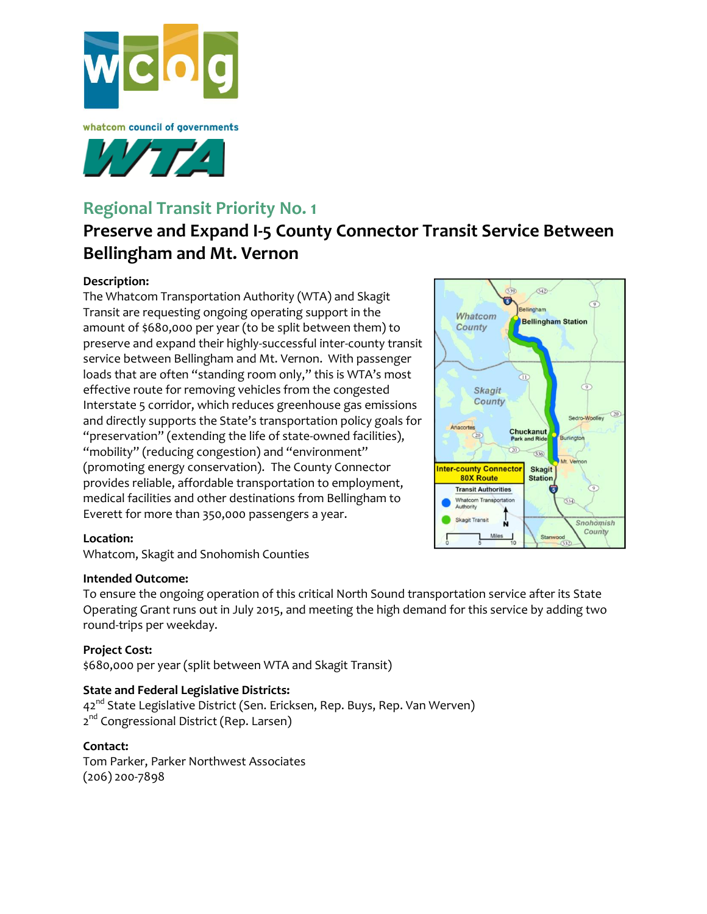whatcom council of governments

## Regional Transit Priority No. 1

# Preserve and Expand I-5 County Connector Transit Service Between Bellingham and Mt. Vernon

**Description:**

The Whatcom Transportation Authority (WTA) and Skagit Transit are requesting ongoing operating support in the amount of $680,000 per year (to be split between them) to preserve and expand their highly-successful inter-county transit service between Bellingham and Mt. Vernon. With passenger loads that are often "standing room only," this is WTA's most effective route for removing vehicles from the congested Interstate 5 corridor, which reduces greenhouse gas emissions and directly supports the State's transportation policy goals for "preservation" (extending the life of state-owned facilities), "mobility" (reducing congestion) and "environment" (promoting energy conservation). The County Connector provides reliable, affordable transportation to employment, medical facilities and other destinations from Bellingham to Everett for more than 350,000 passengers a year.

**Location:**

Whatcom, Skagit and Snohomish Counties

**Intended Outcome:**

To ensure the ongoing operation of this critical North Sound transportation service after its State Operating Grant runs out in July 2015, and meeting the high demand for this service by adding two round-trips per weekday.

**Project Cost:**

$680,000 per year (split between WTA and Skagit Transit)

**State and Federal Legislative Districts:**

42nd State Legislative District (Sen. Ericksen, Rep. Buys, Rep. Van Werven)
2nd Congressional District (Rep. Larsen)

**Contact:**

Tom Parker, Parker Northwest Associates
(206) 200-7898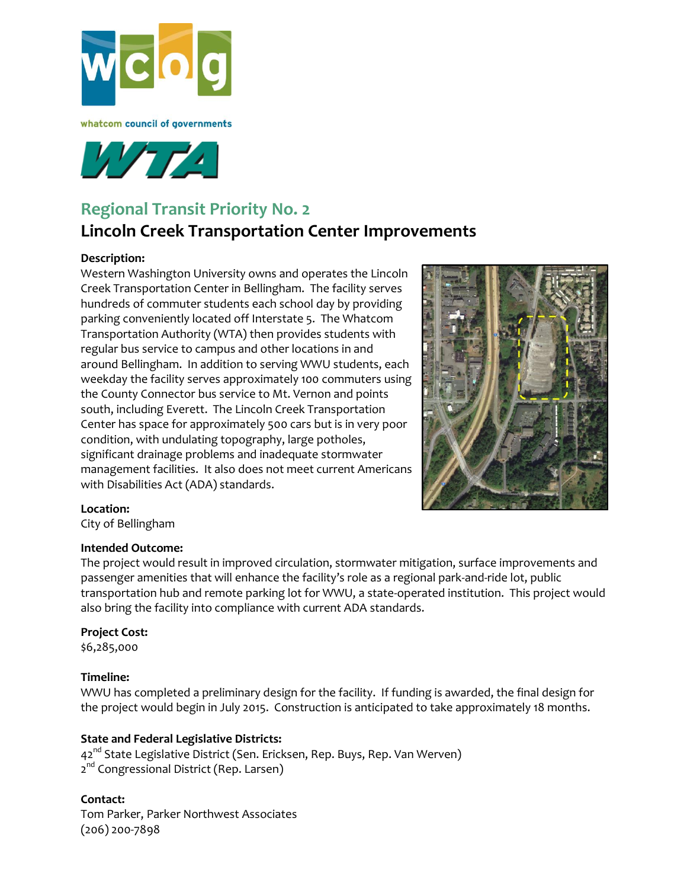whatcom council of governments

# Regional Transit Priority No. 2

## Lincoln Creek Transportation Center Improvements

**Description:**

Western Washington University owns and operates the Lincoln Creek Transportation Center in Bellingham. The facility serves hundreds of commuter students each school day by providing parking conveniently located off Interstate 5. The Whatcom Transportation Authority (WTA) then provides students with regular bus service to campus and other locations in and around Bellingham. In addition to serving WWU students, each weekday the facility serves approximately 100 commuters using the County Connector bus service to Mt. Vernon and points south, including Everett. The Lincoln Creek Transportation Center has space for approximately 500 cars but is in very poor condition, with undulating topography, large potholes, significant drainage problems and inadequate stormwater management facilities. It also does not meet current Americans with Disabilities Act (ADA) standards.

**Location:**

City of Bellingham

**Intended Outcome:**

The project would result in improved circulation, stormwater mitigation, surface improvements and passenger amenities that will enhance the facility's role as a regional park-and-ride lot, public transportation hub and remote parking lot for WWU, a state-operated institution. This project would also bring the facility into compliance with current ADA standards.

**Project Cost:**

$6,285,000

**Timeline:**

WWU has completed a preliminary design for the facility. If funding is awarded, the final design for the project would begin in July 2015. Construction is anticipated to take approximately 18 months.

**State and Federal Legislative Districts:**

42nd State Legislative District (Sen. Ericksen, Rep. Buys, Rep. Van Werven)
2nd Congressional District (Rep. Larsen)

**Contact:**

Tom Parker, Parker Northwest Associates
(206) 200-7898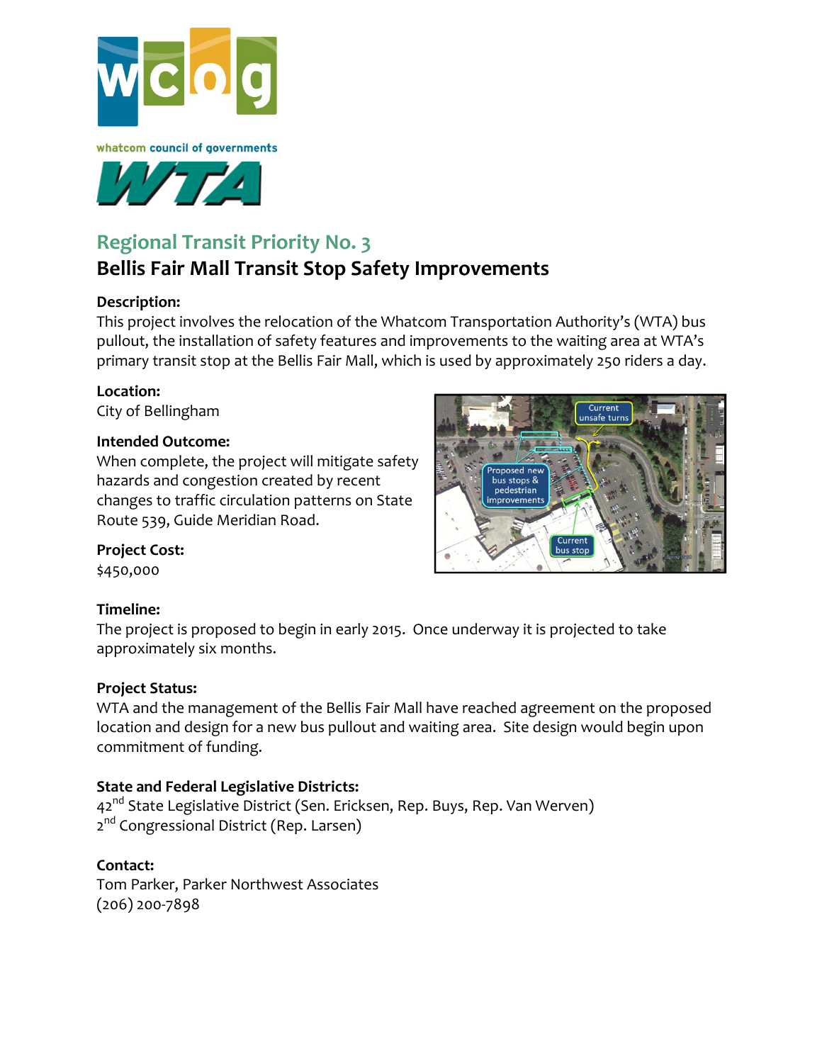whatcom council of governments

## Regional Transit Priority No. 3

# Bellis Fair Mall Transit Stop Safety Improvements

**Description:**
This project involves the relocation of the Whatcom Transportation Authority's (WTA) bus pullout, the installation of safety features and improvements to the waiting area at WTA's primary transit stop at the Bellis Fair Mall, which is used by approximately 250 riders a day.

**Location:**
City of Bellingham

**Intended Outcome:**
When complete, the project will mitigate safety hazards and congestion created by recent changes to traffic circulation patterns on State Route 539, Guide Meridian Road.

Current unsafe turns

Proposed new bus stops & pedestrian improvements

Current bus stop

**Project Cost:**
$450,000

**Timeline:**
The project is proposed to begin in early 2015. Once underway it is projected to take approximately six months.

**Project Status:**
WTA and the management of the Bellis Fair Mall have reached agreement on the proposed location and design for a new bus pullout and waiting area. Site design would begin upon commitment of funding.

**State and Federal Legislative Districts:**
42nd State Legislative District (Sen. Ericksen, Rep. Buys, Rep. Van Werven)
2nd Congressional District (Rep. Larsen)

**Contact:**
Tom Parker, Parker Northwest Associates
(206) 200-7898